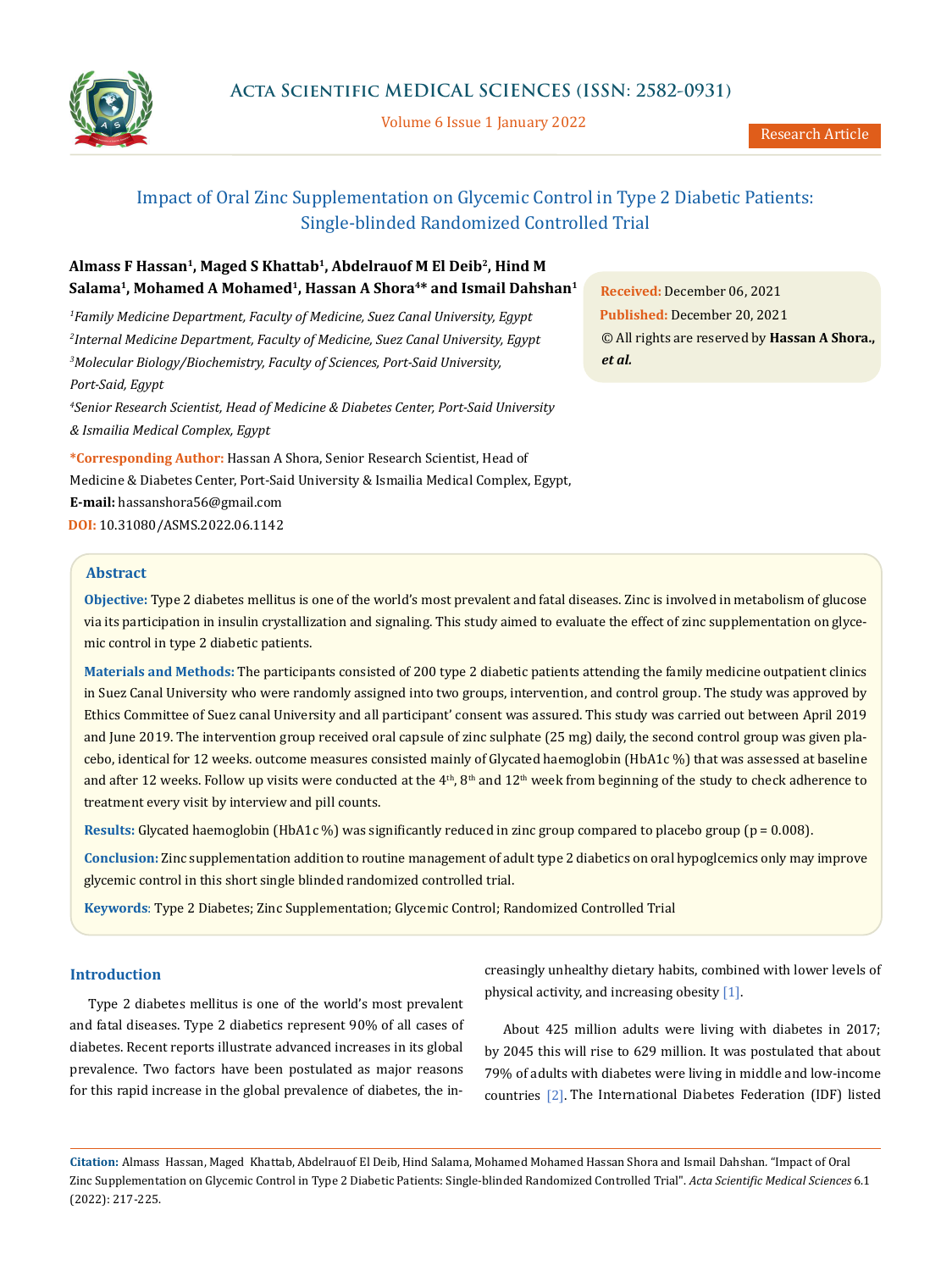Research Article

# Impact of Oral Zinc Supplementation on Glycemic Control in Type 2 Diabetic Patients: Single-blinded Randomized Controlled Trial

**Almass F Hassan[1], Maged S Khattab[1], Abdelrauof M El Deib[2], Hind M Salama[1], Mohamed A Mohamed[1], Hassan A Shora[4]* and Ismail Dahshan[1]**

[1]*Family Medicine Department, Faculty of Medicine, Suez Canal University, Egypt*

[2]*Internal Medicine Department, Faculty of Medicine, Suez Canal University, Egypt*

[3]*Molecular Biology/Biochemistry, Faculty of Sciences, Port-Said University, Port-Said, Egypt*

[4]*Senior Research Scientist, Head of Medicine & Diabetes Center, Port-Said University & Ismailia Medical Complex, Egypt*

**\*Corresponding Author:** Hassan A Shora, Senior Research Scientist, Head of Medicine & Diabetes Center, Port-Said University & Ismailia Medical Complex, Egypt,

**E-mail:** hassanshora56@gmail.com

**DOI:** 10.31080/ASMS.2022.06.1142

**Received:** December 06, 2021

**Published:** December 20, 2021

© All rights are reserved by **Hassan A Shora.,** ***et al.***

## Abstract

**Objective:** Type 2 diabetes mellitus is one of the world's most prevalent and fatal diseases. Zinc is involved in metabolism of glucose via its participation in insulin crystallization and signaling. This study aimed to evaluate the effect of zinc supplementation on glycemic control in type 2 diabetic patients.

**Materials and Methods:** The participants consisted of 200 type 2 diabetic patients attending the family medicine outpatient clinics in Suez Canal University who were randomly assigned into two groups, intervention, and control group. The study was approved by Ethics Committee of Suez canal University and all participant' consent was assured. This study was carried out between April 2019 and June 2019. The intervention group received oral capsule of zinc sulphate (25 mg) daily, the second control group was given placebo, identical for 12 weeks. outcome measures consisted mainly of Glycated haemoglobin (HbA1c %) that was assessed at baseline and after 12 weeks. Follow up visits were conducted at the 4th, 8th and 12th week from beginning of the study to check adherence to treatment every visit by interview and pill counts.

**Results:** Glycated haemoglobin (HbA1c %) was significantly reduced in zinc group compared to placebo group (p = 0.008).

**Conclusion:** Zinc supplementation addition to routine management of adult type 2 diabetics on oral hypoglcemics only may improve glycemic control in this short single blinded randomized controlled trial.

**Keywords**: Type 2 Diabetes; Zinc Supplementation; Glycemic Control; Randomized Controlled Trial

## Introduction

Type 2 diabetes mellitus is one of the world's most prevalent and fatal diseases. Type 2 diabetics represent 90% of all cases of diabetes. Recent reports illustrate advanced increases in its global prevalence. Two factors have been postulated as major reasons for this rapid increase in the global prevalence of diabetes, the increasingly unhealthy dietary habits, combined with lower levels of physical activity, and increasing obesity [1].

About 425 million adults were living with diabetes in 2017; by 2045 this will rise to 629 million. It was postulated that about 79% of adults with diabetes were living in middle and low-income countries [2]. The International Diabetes Federation (IDF) listed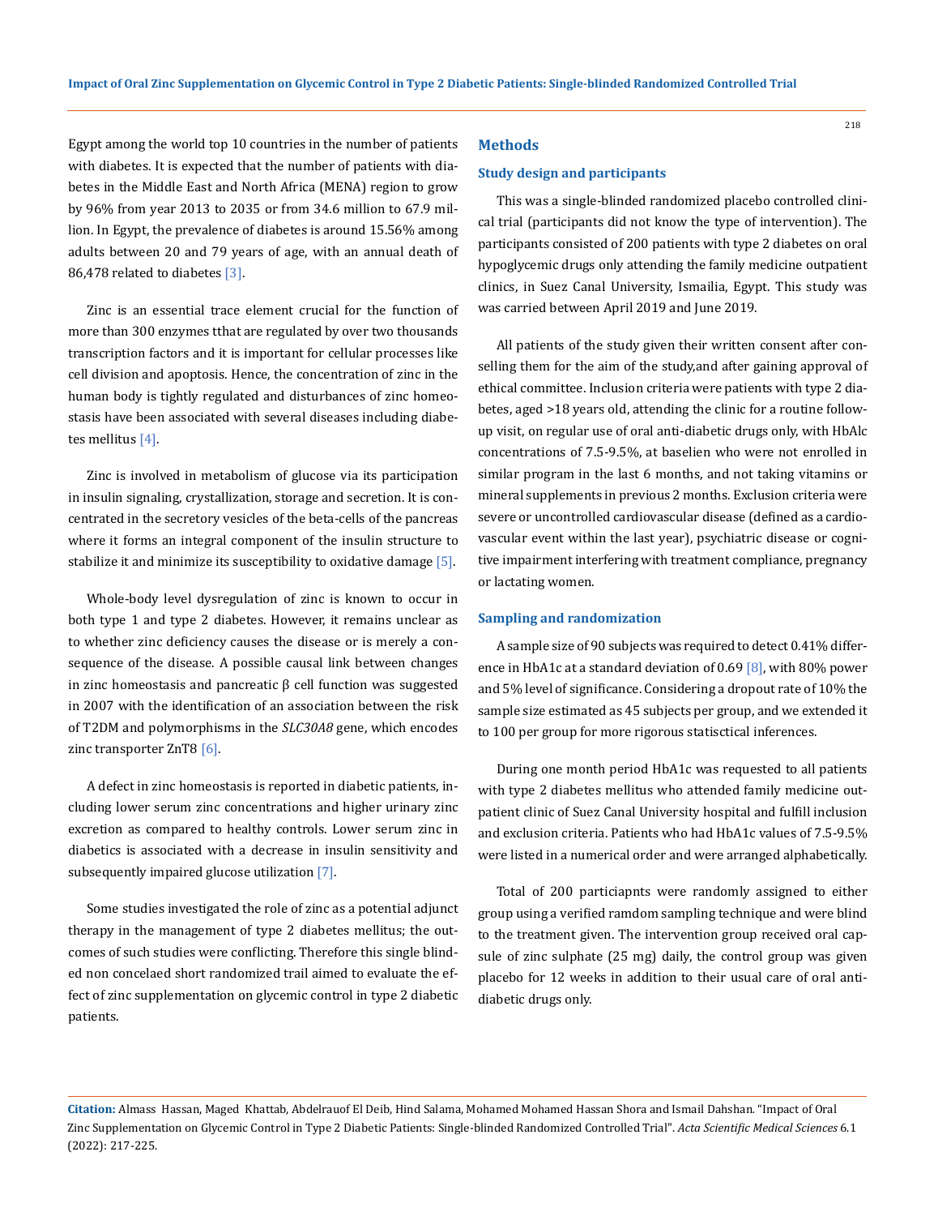Egypt among the world top 10 countries in the number of patients with diabetes. It is expected that the number of patients with diabetes in the Middle East and North Africa (MENA) region to grow by 96% from year 2013 to 2035 or from 34.6 million to 67.9 million. In Egypt, the prevalence of diabetes is around 15.56% among adults between 20 and 79 years of age, with an annual death of 86,478 related to diabetes [3].

Zinc is an essential trace element crucial for the function of more than 300 enzymes tthat are regulated by over two thousands transcription factors and it is important for cellular processes like cell division and apoptosis. Hence, the concentration of zinc in the human body is tightly regulated and disturbances of zinc homeostasis have been associated with several diseases including diabetes mellitus [4].

Zinc is involved in metabolism of glucose via its participation in insulin signaling, crystallization, storage and secretion. It is concentrated in the secretory vesicles of the beta-cells of the pancreas where it forms an integral component of the insulin structure to stabilize it and minimize its susceptibility to oxidative damage [5].

Whole-body level dysregulation of zinc is known to occur in both type 1 and type 2 diabetes. However, it remains unclear as to whether zinc deficiency causes the disease or is merely a consequence of the disease. A possible causal link between changes in zinc homeostasis and pancreatic β cell function was suggested in 2007 with the identification of an association between the risk of T2DM and polymorphisms in the *SLC30A8* gene, which encodes zinc transporter ZnT8 [6].

A defect in zinc homeostasis is reported in diabetic patients, including lower serum zinc concentrations and higher urinary zinc excretion as compared to healthy controls. Lower serum zinc in diabetics is associated with a decrease in insulin sensitivity and subsequently impaired glucose utilization [7].

Some studies investigated the role of zinc as a potential adjunct therapy in the management of type 2 diabetes mellitus; the outcomes of such studies were conflicting. Therefore this single blinded non concelaed short randomized trail aimed to evaluate the effect of zinc supplementation on glycemic control in type 2 diabetic patients.

## Methods

### Study design and participants

This was a single-blinded randomized placebo controlled clinical trial (participants did not know the type of intervention). The participants consisted of 200 patients with type 2 diabetes on oral hypoglycemic drugs only attending the family medicine outpatient clinics, in Suez Canal University, Ismailia, Egypt. This study was was carried between April 2019 and June 2019.

All patients of the study given their written consent after conselling them for the aim of the study,and after gaining approval of ethical committee. Inclusion criteria were patients with type 2 diabetes, aged >18 years old, attending the clinic for a routine follow-up visit, on regular use of oral anti-diabetic drugs only, with HbAlc concentrations of 7.5-9.5%, at baselien who were not enrolled in similar program in the last 6 months, and not taking vitamins or mineral supplements in previous 2 months. Exclusion criteria were severe or uncontrolled cardiovascular disease (defined as a cardiovascular event within the last year), psychiatric disease or cognitive impairment interfering with treatment compliance, pregnancy or lactating women.

### Sampling and randomization

A sample size of 90 subjects was required to detect 0.41% difference in HbA1c at a standard deviation of 0.69 [8], with 80% power and 5% level of significance. Considering a dropout rate of 10% the sample size estimated as 45 subjects per group, and we extended it to 100 per group for more rigorous statisctical inferences.

During one month period HbA1c was requested to all patients with type 2 diabetes mellitus who attended family medicine outpatient clinic of Suez Canal University hospital and fulfill inclusion and exclusion criteria. Patients who had HbA1c values of 7.5-9.5% were listed in a numerical order and were arranged alphabetically.

Total of 200 particiapnts were randomly assigned to either group using a verified ramdom sampling technique and were blind to the treatment given. The intervention group received oral capsule of zinc sulphate (25 mg) daily, the control group was given placebo for 12 weeks in addition to their usual care of oral anti-diabetic drugs only.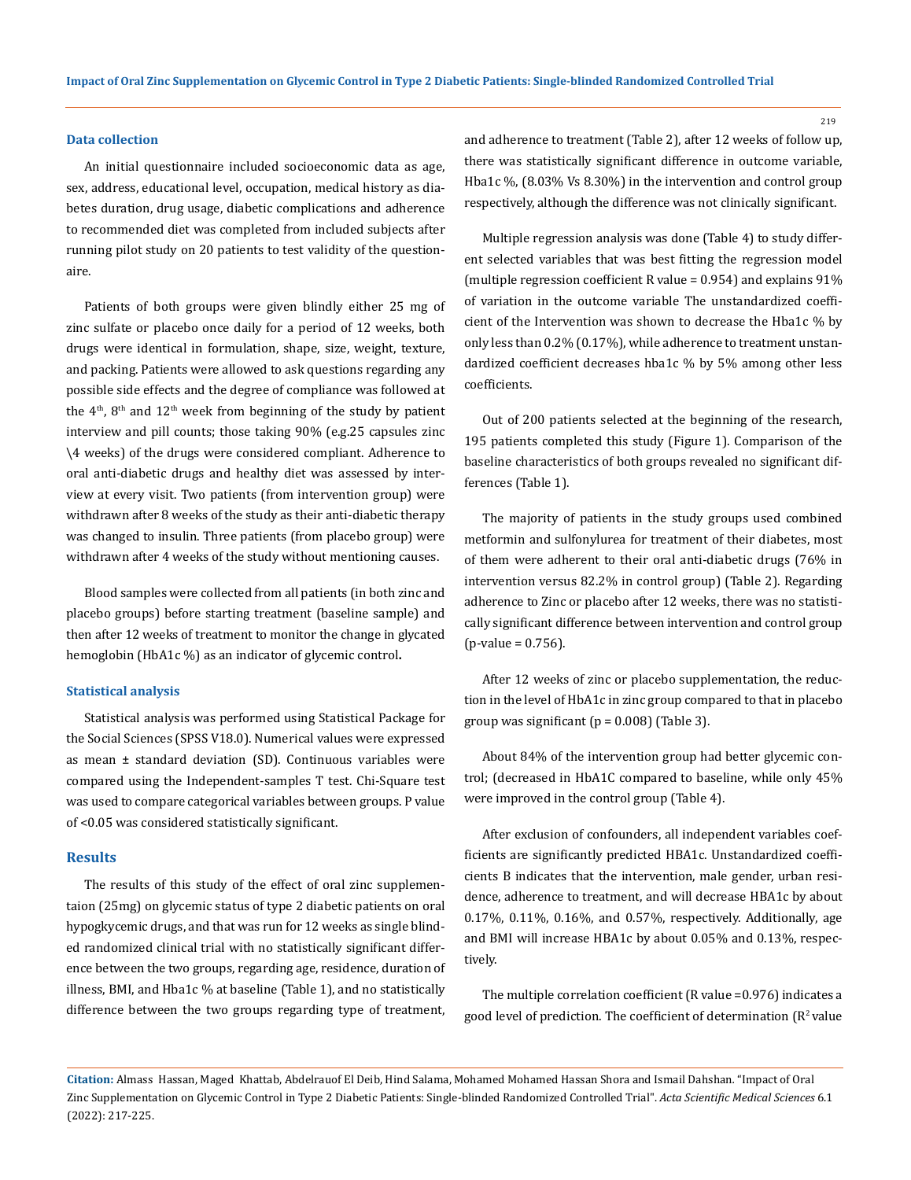### Data collection

An initial questionnaire included socioeconomic data as age, sex, address, educational level, occupation, medical history as diabetes duration, drug usage, diabetic complications and adherence to recommended diet was completed from included subjects after running pilot study on 20 patients to test validity of the questionnaire.

Patients of both groups were given blindly either 25 mg of zinc sulfate or placebo once daily for a period of 12 weeks, both drugs were identical in formulation, shape, size, weight, texture, and packing. Patients were allowed to ask questions regarding any possible side effects and the degree of compliance was followed at the $4^{th}$, $8^{th}$ and $12^{th}$ week from beginning of the study by patient interview and pill counts; those taking 90% (e.g.25 capsules zinc \4 weeks) of the drugs were considered compliant. Adherence to oral anti-diabetic drugs and healthy diet was assessed by interview at every visit. Two patients (from intervention group) were withdrawn after 8 weeks of the study as their anti-diabetic therapy was changed to insulin. Three patients (from placebo group) were withdrawn after 4 weeks of the study without mentioning causes.

Blood samples were collected from all patients (in both zinc and placebo groups) before starting treatment (baseline sample) and then after 12 weeks of treatment to monitor the change in glycated hemoglobin (HbA1c %) as an indicator of glycemic control**.**

### Statistical analysis

Statistical analysis was performed using Statistical Package for the Social Sciences (SPSS V18.0). Numerical values were expressed as mean ± standard deviation (SD). Continuous variables were compared using the Independent-samples T test. Chi-Square test was used to compare categorical variables between groups. P value of <0.05 was considered statistically significant.

## Results

The results of this study of the effect of oral zinc supplementaion (25mg) on glycemic status of type 2 diabetic patients on oral hypogkycemic drugs, and that was run for 12 weeks as single blinded randomized clinical trial with no statistically significant difference between the two groups, regarding age, residence, duration of illness, BMI, and Hba1c % at baseline (Table 1), and no statistically difference between the two groups regarding type of treatment, and adherence to treatment (Table 2), after 12 weeks of follow up, there was statistically significant difference in outcome variable, Hba1c %, (8.03% Vs 8.30%) in the intervention and control group respectively, although the difference was not clinically significant.

Multiple regression analysis was done (Table 4) to study different selected variables that was best fitting the regression model (multiple regression coefficient R value = 0.954) and explains 91% of variation in the outcome variable The unstandardized coefficient of the Intervention was shown to decrease the Hba1c % by only less than 0.2% (0.17%), while adherence to treatment unstandardized coefficient decreases hba1c % by 5% among other less coefficients.

Out of 200 patients selected at the beginning of the research, 195 patients completed this study (Figure 1). Comparison of the baseline characteristics of both groups revealed no significant differences (Table 1).

The majority of patients in the study groups used combined metformin and sulfonylurea for treatment of their diabetes, most of them were adherent to their oral anti-diabetic drugs (76% in intervention versus 82.2% in control group) (Table 2). Regarding adherence to Zinc or placebo after 12 weeks, there was no statistically significant difference between intervention and control group (p-value = 0.756).

After 12 weeks of zinc or placebo supplementation, the reduction in the level of HbA1c in zinc group compared to that in placebo group was significant (p = 0.008) (Table 3).

About 84% of the intervention group had better glycemic control; (decreased in HbA1C compared to baseline, while only 45% were improved in the control group (Table 4).

After exclusion of confounders, all independent variables coefficients are significantly predicted HBA1c. Unstandardized coefficients B indicates that the intervention, male gender, urban residence, adherence to treatment, and will decrease HBA1c by about 0.17%, 0.11%, 0.16%, and 0.57%, respectively. Additionally, age and BMI will increase HBA1c by about 0.05% and 0.13%, respectively.

The multiple correlation coefficient (R value =0.976) indicates a good level of prediction. The coefficient of determination ($R^2$ value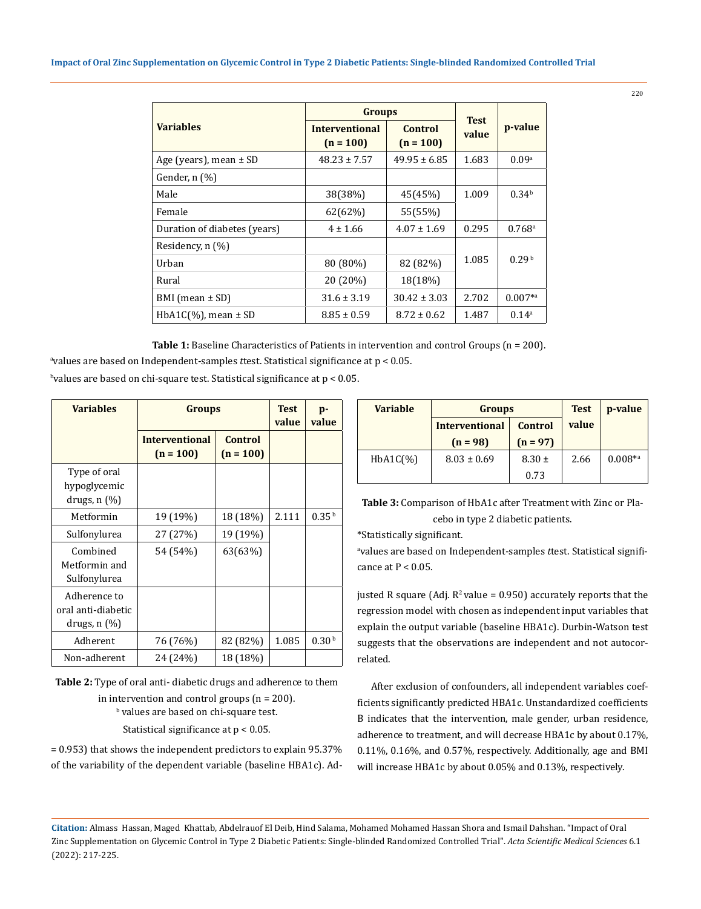| Variables | Groups | | Test value | p-value |
|---|---|---|---|---|
| | Interventional (n = 100) | Control (n = 100) | | |
| Age (years), mean ± SD | 48.23 ± 7.57 | 49.95 ± 6.85 | 1.683 | 0.09[a] |
| Gender, n (%) | | | | |
| Male | 38(38%) | 45(45%) | 1.009 | 0.34[b] |
| Female | 62(62%) | 55(55%) | | |
| Duration of diabetes (years) | 4 ± 1.66 | 4.07 ± 1.69 | 0.295 | 0.768[a] |
| Residency, n (%) | | | 1.085 | 0.29[b] |
| Urban | 80 (80%) | 82 (82%) | | |
| Rural | 20 (20%) | 18(18%) | | |
| BMI (mean ± SD) | 31.6 ± 3.19 | 30.42 ± 3.03 | 2.702 | 0.007*[a] |
| HbA1C(%), mean ± SD | 8.85 ± 0.59 | 8.72 ± 0.62 | 1.487 | 0.14[a] |

**Table 1:** Baseline Characteristics of Patients in intervention and control Groups (n = 200).

[a]values are based on Independent-samples *t*test. Statistical significance at $p < 0.05$.

[b]values are based on chi-square test. Statistical significance at $p < 0.05$.

| Variables | Groups | | Test value | p-value |
|---|---|---|---|---|
| | Interventional (n = 100) | Control (n = 100) | | |
| Type of oral hypoglycemic drugs, n (%) | | | | |
| Metformin | 19 (19%) | 18 (18%) | 2.111 | 0.35[b] |
| Sulfonylurea | 27 (27%) | 19 (19%) | | |
| Combined Metformin and Sulfonylurea | 54 (54%) | 63(63%) | | |
| Adherence to oral anti-diabetic drugs, n (%) | | | | |
| Adherent | 76 (76%) | 82 (82%) | 1.085 | 0.30[b] |
| Non-adherent | 24 (24%) | 18 (18%) | | |

**Table 2:** Type of oral anti- diabetic drugs and adherence to them in intervention and control groups (n = 200).

[b] values are based on chi-square test.

Statistical significance at $p < 0.05$.

= 0.953) that shows the independent predictors to explain 95.37% of the variability of the dependent variable (baseline HBA1c). Adjusted R square (Adj. $R^2$ value = 0.950) accurately reports that the regression model with chosen as independent input variables that explain the output variable (baseline HBA1c). Durbin-Watson test suggests that the observations are independent and not autocorrelated.

| Variable | Groups | | Test value | p-value |
|---|---|---|---|---|
| | Interventional (n = 98) | Control (n = 97) | | |
| HbA1C(%) | 8.03 ± 0.69 | 8.30 ± 0.73 | 2.66 | 0.008*[a] |

**Table 3:** Comparison of HbA1c after Treatment with Zinc or Placebo in type 2 diabetic patients.

*Statistically significant.

[a]values are based on Independent-samples *t*test. Statistical significance at $P < 0.05$.

After exclusion of confounders, all independent variables coefficients significantly predicted HBA1c. Unstandardized coefficients B indicates that the intervention, male gender, urban residence, adherence to treatment, and will decrease HBA1c by about 0.17%, 0.11%, 0.16%, and 0.57%, respectively. Additionally, age and BMI will increase HBA1c by about 0.05% and 0.13%, respectively.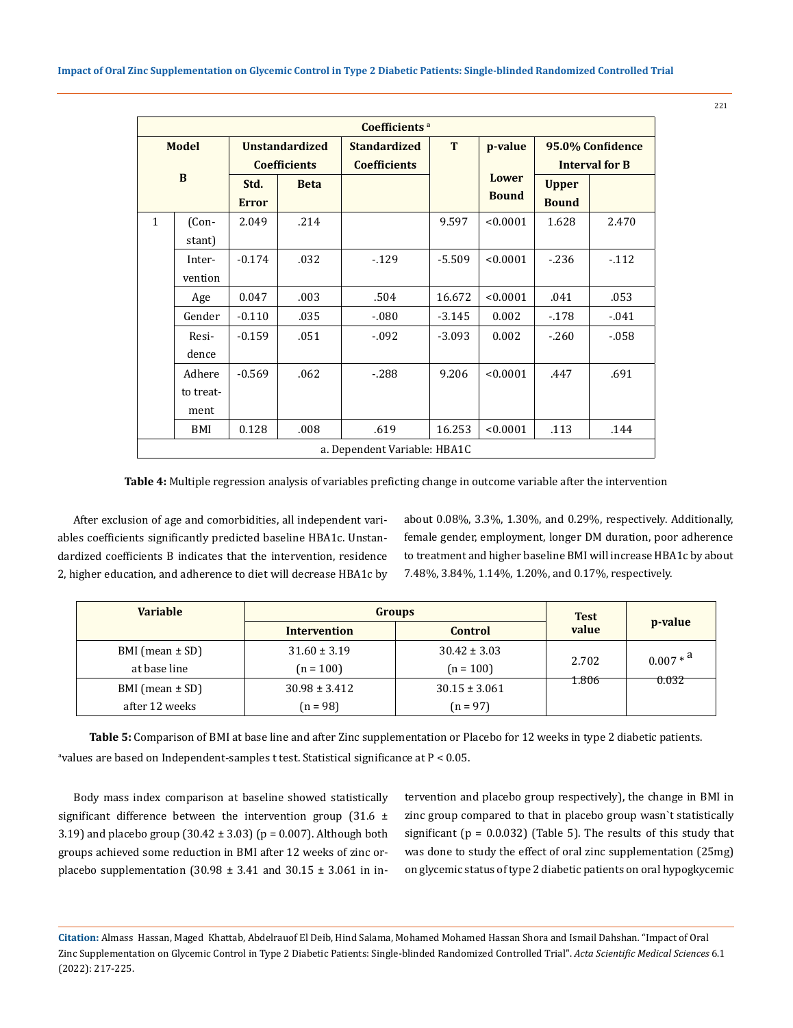| Coefficients [a] | | | | | | | | |
|---|---|---|---|---|---|---|---|---|
| Model | | Unstandardized Coefficients | | Standardized Coefficients | T | p-value | 95.0% Confidence Interval for B | |
| B | | Std. Error | Beta | | | Lower Bound | Upper Bound | |
| 1 | (Constant) | 2.049 | .214 | | 9.597 | <0.0001 | 1.628 | 2.470 |
| | Intervention | -0.174 | .032 | -.129 | -5.509 | <0.0001 | -.236 | -.112 |
| | Age | 0.047 | .003 | .504 | 16.672 | <0.0001 | .041 | .053 |
| | Gender | -0.110 | .035 | -.080 | -3.145 | 0.002 | -.178 | -.041 |
| | Residence | -0.159 | .051 | -.092 | -3.093 | 0.002 | -.260 | -.058 |
| | Adhere to treatment | -0.569 | .062 | -.288 | 9.206 | <0.0001 | .447 | .691 |
| | BMI | 0.128 | .008 | .619 | 16.253 | <0.0001 | .113 | .144 |
| a. Dependent Variable: HBA1C | | | | | | | | |

**Table 4:** Multiple regression analysis of variables preficting change in outcome variable after the intervention

After exclusion of age and comorbidities, all independent variables coefficients significantly predicted baseline HBA1c. Unstandardized coefficients B indicates that the intervention, residence 2, higher education, and adherence to diet will decrease HBA1c by about 0.08%, 3.3%, 1.30%, and 0.29%, respectively. Additionally, female gender, employment, longer DM duration, poor adherence to treatment and higher baseline BMI will increase HBA1c by about 7.48%, 3.84%, 1.14%, 1.20%, and 0.17%, respectively.

| Variable | Groups | | Test value | p-value |
|---|---|---|---|---|
| | Intervention | Control | | |
| BMI (mean ± SD) at base line | 31.60 ± 3.19 (n = 100) | 30.42 ± 3.03 (n = 100) | 2.702 | 0.007 * [a] |
| BMI (mean ± SD) after 12 weeks | 30.98 ± 3.412 (n = 98) | 30.15 ± 3.061 (n = 97) | 1.806 | 0.032 |

**Table 5:** Comparison of BMI at base line and after Zinc supplementation or Placebo for 12 weeks in type 2 diabetic patients.

[a]values are based on Independent-samples t test. Statistical significance at P < 0.05.

Body mass index comparison at baseline showed statistically significant difference between the intervention group (31.6 ± 3.19) and placebo group (30.42 ± 3.03) (p = 0.007). Although both groups achieved some reduction in BMI after 12 weeks of zinc or placebo supplementation (30.98 ± 3.41 and 30.15 ± 3.061 in intervention and placebo group respectively), the change in BMI in zinc group compared to that in placebo group wasn`t statistically significant (p = 0.0.032) (Table 5). The results of this study that was done to study the effect of oral zinc supplementation (25mg) on glycemic status of type 2 diabetic patients on oral hypogkycemic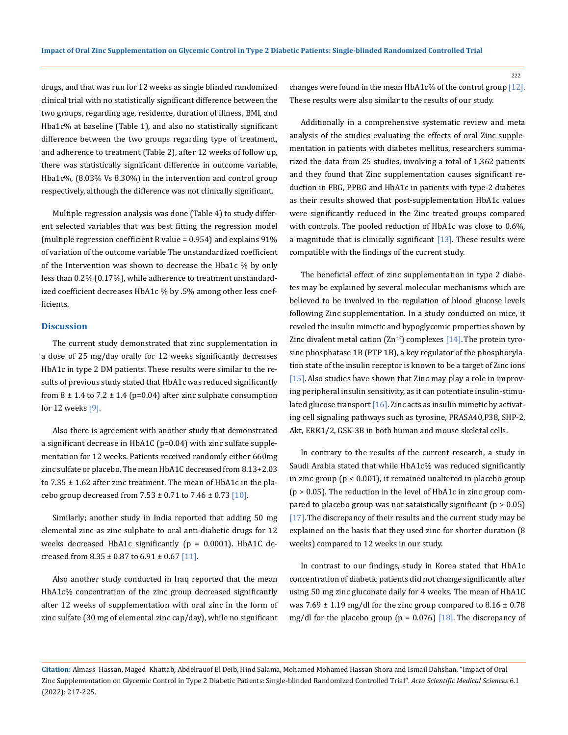drugs, and that was run for 12 weeks as single blinded randomized clinical trial with no statistically significant difference between the two groups, regarding age, residence, duration of illness, BMI, and Hba1c% at baseline (Table 1), and also no statistically significant difference between the two groups regarding type of treatment, and adherence to treatment (Table 2), after 12 weeks of follow up, there was statistically significant difference in outcome variable, Hba1c%, (8.03% Vs 8.30%) in the intervention and control group respectively, although the difference was not clinically significant.

Multiple regression analysis was done (Table 4) to study different selected variables that was best fitting the regression model (multiple regression coefficient R value = 0.954) and explains 91% of variation of the outcome variable The unstandardized coefficient of the Intervention was shown to decrease the Hba1c % by only less than 0.2% (0.17%), while adherence to treatment unstandardized coefficient decreases HbA1c % by .5% among other less coefficients.

## Discussion

The current study demonstrated that zinc supplementation in a dose of 25 mg/day orally for 12 weeks significantly decreases HbA1c in type 2 DM patients. These results were similar to the results of previous study stated that HbA1c was reduced significantly from 8 ± 1.4 to 7.2 ± 1.4 (p=0.04) after zinc sulphate consumption for 12 weeks [9].

Also there is agreement with another study that demonstrated a significant decrease in HbA1C (p=0.04) with zinc sulfate supplementation for 12 weeks. Patients received randomly either 660mg zinc sulfate or placebo. The mean HbA1C decreased from 8.13+2.03 to 7.35 ± 1.62 after zinc treatment. The mean of HbA1c in the placebo group decreased from 7.53 ± 0.71 to 7.46 ± 0.73 [10].

Similarly; another study in India reported that adding 50 mg elemental zinc as zinc sulphate to oral anti-diabetic drugs for 12 weeks decreased HbA1c significantly (p = 0.0001). HbA1C decreased from 8.35 ± 0.87 to 6.91 ± 0.67 [11].

Also another study conducted in Iraq reported that the mean HbA1c% concentration of the zinc group decreased significantly after 12 weeks of supplementation with oral zinc in the form of zinc sulfate (30 mg of elemental zinc cap/day), while no significant changes were found in the mean HbA1c% of the control group [12]. These results were also similar to the results of our study.

Additionally in a comprehensive systematic review and meta analysis of the studies evaluating the effects of oral Zinc supplementation in patients with diabetes mellitus, researchers summarized the data from 25 studies, involving a total of 1,362 patients and they found that Zinc supplementation causes significant reduction in FBG, PPBG and HbA1c in patients with type-2 diabetes as their results showed that post-supplementation HbA1c values were significantly reduced in the Zinc treated groups compared with controls. The pooled reduction of HbA1c was close to 0.6%, a magnitude that is clinically significant [13]. These results were compatible with the findings of the current study.

The beneficial effect of zinc supplementation in type 2 diabetes may be explained by several molecular mechanisms which are believed to be involved in the regulation of blood glucose levels following Zinc supplementation. In a study conducted on mice, it reveled the insulin mimetic and hypoglycemic properties shown by Zinc divalent metal cation ($Zn^{+2}$) complexes [14]. The protein tyrosine phosphatase 1B (PTP 1B), a key regulator of the phosphorylation state of the insulin receptor is known to be a target of Zinc ions [15]. Also studies have shown that Zinc may play a role in improving peripheral insulin sensitivity, as it can potentiate insulin-stimulated glucose transport [16]. Zinc acts as insulin mimetic by activating cell signaling pathways such as tyrosine, PRASA40,P38, SHP-2, Akt, ERK1/2, GSK-3B in both human and mouse skeletal cells.

In contrary to the results of the current research, a study in Saudi Arabia stated that while HbA1c% was reduced significantly in zinc group (p < 0.001), it remained unaltered in placebo group (p > 0.05). The reduction in the level of HbA1c in zinc group compared to placebo group was not sataistically significant (p > 0.05) [17]. The discrepancy of their results and the current study may be explained on the basis that they used zinc for shorter duration (8 weeks) compared to 12 weeks in our study.

In contrast to our findings, study in Korea stated that HbA1c concentration of diabetic patients did not change significantly after using 50 mg zinc gluconate daily for 4 weeks. The mean of HbA1C was 7.69 ± 1.19 mg/dl for the zinc group compared to 8.16 ± 0.78 mg/dl for the placebo group (p = 0.076) [18]. The discrepancy of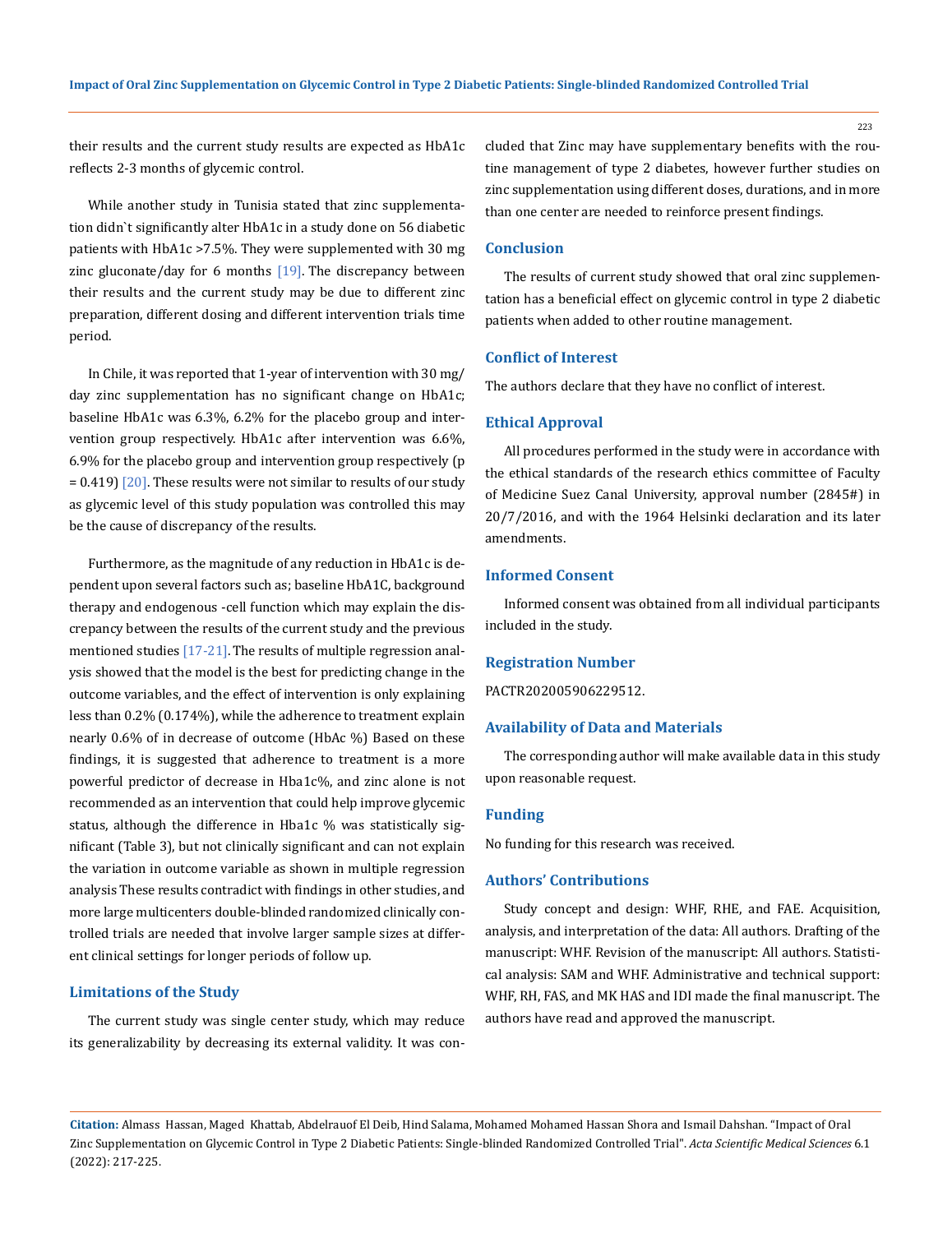their results and the current study results are expected as HbA1c reflects 2-3 months of glycemic control.

While another study in Tunisia stated that zinc supplementation didn`t significantly alter HbA1c in a study done on 56 diabetic patients with HbA1c >7.5%. They were supplemented with 30 mg zinc gluconate/day for 6 months [19]. The discrepancy between their results and the current study may be due to different zinc preparation, different dosing and different intervention trials time period.

In Chile, it was reported that 1-year of intervention with 30 mg/day zinc supplementation has no significant change on HbA1c; baseline HbA1c was 6.3%, 6.2% for the placebo group and intervention group respectively. HbA1c after intervention was 6.6%, 6.9% for the placebo group and intervention group respectively (p = 0.419) [20]. These results were not similar to results of our study as glycemic level of this study population was controlled this may be the cause of discrepancy of the results.

Furthermore, as the magnitude of any reduction in HbA1c is dependent upon several factors such as; baseline HbA1C, background therapy and endogenous -cell function which may explain the discrepancy between the results of the current study and the previous mentioned studies [17-21]. The results of multiple regression analysis showed that the model is the best for predicting change in the outcome variables, and the effect of intervention is only explaining less than 0.2% (0.174%), while the adherence to treatment explain nearly 0.6% of in decrease of outcome (HbAc %) Based on these findings, it is suggested that adherence to treatment is a more powerful predictor of decrease in Hba1c%, and zinc alone is not recommended as an intervention that could help improve glycemic status, although the difference in Hba1c % was statistically significant (Table 3), but not clinically significant and can not explain the variation in outcome variable as shown in multiple regression analysis These results contradict with findings in other studies, and more large multicenters double-blinded randomized clinically controlled trials are needed that involve larger sample sizes at different clinical settings for longer periods of follow up.

## Limitations of the Study

The current study was single center study, which may reduce its generalizability by decreasing its external validity. It was concluded that Zinc may have supplementary benefits with the routine management of type 2 diabetes, however further studies on zinc supplementation using different doses, durations, and in more than one center are needed to reinforce present findings.

## Conclusion

The results of current study showed that oral zinc supplementation has a beneficial effect on glycemic control in type 2 diabetic patients when added to other routine management.

## Conflict of Interest

The authors declare that they have no conflict of interest.

## Ethical Approval

All procedures performed in the study were in accordance with the ethical standards of the research ethics committee of Faculty of Medicine Suez Canal University, approval number (2845#) in 20/7/2016, and with the 1964 Helsinki declaration and its later amendments.

## Informed Consent

Informed consent was obtained from all individual participants included in the study.

## Registration Number

PACTR202005906229512.

## Availability of Data and Materials

The corresponding author will make available data in this study upon reasonable request.

## Funding

No funding for this research was received.

## Authors' Contributions

Study concept and design: WHF, RHE, and FAE. Acquisition, analysis, and interpretation of the data: All authors. Drafting of the manuscript: WHF. Revision of the manuscript: All authors. Statistical analysis: SAM and WHF. Administrative and technical support: WHF, RH, FAS, and MK HAS and IDI made the final manuscript. The authors have read and approved the manuscript.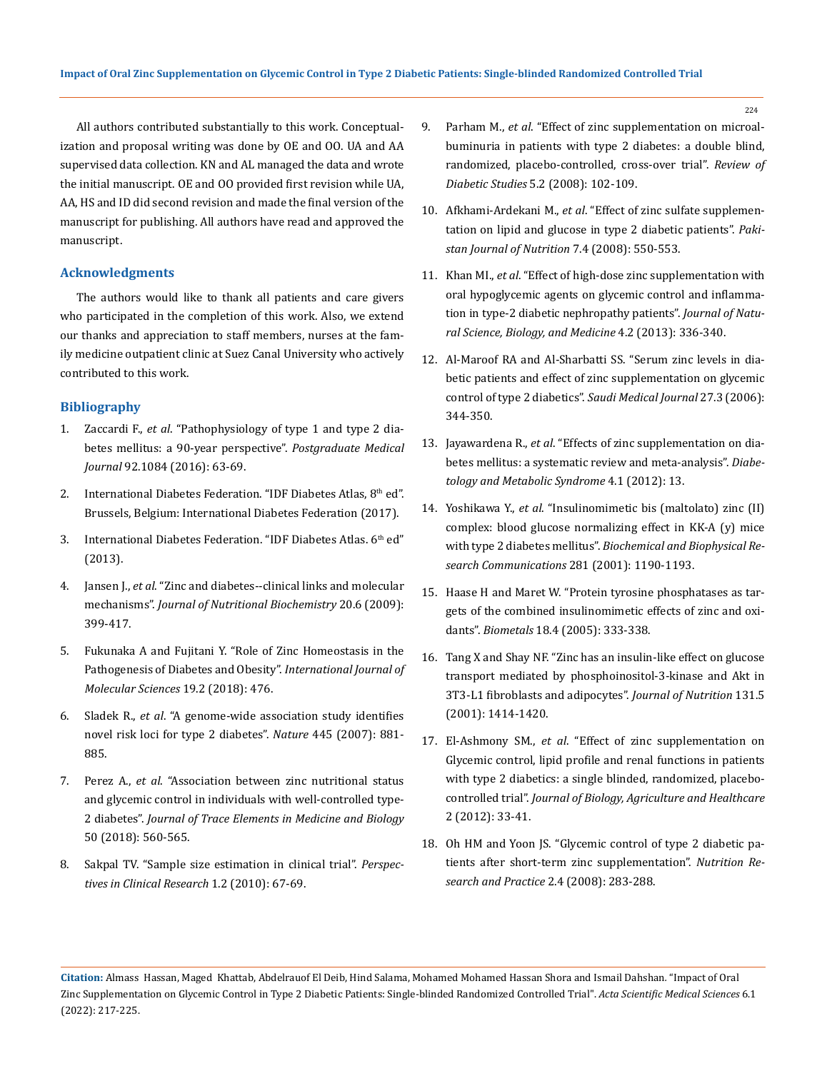All authors contributed substantially to this work. Conceptualization and proposal writing was done by OE and OO. UA and AA supervised data collection. KN and AL managed the data and wrote the initial manuscript. OE and OO provided first revision while UA, AA, HS and ID did second revision and made the final version of the manuscript for publishing. All authors have read and approved the manuscript.

## Acknowledgments

The authors would like to thank all patients and care givers who participated in the completion of this work. Also, we extend our thanks and appreciation to staff members, nurses at the family medicine outpatient clinic at Suez Canal University who actively contributed to this work.

## Bibliography

1. Zaccardi F., *et al*. "Pathophysiology of type 1 and type 2 diabetes mellitus: a 90-year perspective". *Postgraduate Medical Journal* 92.1084 (2016): 63-69.
2. International Diabetes Federation. "IDF Diabetes Atlas, 8th ed". Brussels, Belgium: International Diabetes Federation (2017).
3. International Diabetes Federation. "IDF Diabetes Atlas. 6th ed" (2013).
4. Jansen J., *et al*. "Zinc and diabetes--clinical links and molecular mechanisms". *Journal of Nutritional Biochemistry* 20.6 (2009): 399-417.
5. Fukunaka A and Fujitani Y. "Role of Zinc Homeostasis in the Pathogenesis of Diabetes and Obesity". *International Journal of Molecular Sciences* 19.2 (2018): 476.
6. Sladek R., *et al*. "A genome-wide association study identifies novel risk loci for type 2 diabetes". *Nature* 445 (2007): 881-885.
7. Perez A., *et al*. "Association between zinc nutritional status and glycemic control in individuals with well-controlled type-2 diabetes". *Journal of Trace Elements in Medicine and Biology* 50 (2018): 560-565.
8. Sakpal TV. "Sample size estimation in clinical trial". *Perspectives in Clinical Research* 1.2 (2010): 67-69.
9. Parham M., *et al*. "Effect of zinc supplementation on microalbuminuria in patients with type 2 diabetes: a double blind, randomized, placebo-controlled, cross-over trial". *Review of Diabetic Studies* 5.2 (2008): 102-109.
10. Afkhami-Ardekani M., *et al*. "Effect of zinc sulfate supplementation on lipid and glucose in type 2 diabetic patients". *Pakistan Journal of Nutrition* 7.4 (2008): 550-553.
11. Khan MI., *et al*. "Effect of high-dose zinc supplementation with oral hypoglycemic agents on glycemic control and inflammation in type-2 diabetic nephropathy patients". *Journal of Natural Science, Biology, and Medicine* 4.2 (2013): 336-340.
12. Al-Maroof RA and Al-Sharbatti SS. "Serum zinc levels in diabetic patients and effect of zinc supplementation on glycemic control of type 2 diabetics". *Saudi Medical Journal* 27.3 (2006): 344-350.
13. Jayawardena R., *et al*. "Effects of zinc supplementation on diabetes mellitus: a systematic review and meta-analysis". *Diabetology and Metabolic Syndrome* 4.1 (2012): 13.
14. Yoshikawa Y., *et al*. "Insulinomimetic bis (maltolato) zinc (II) complex: blood glucose normalizing effect in KK-A (y) mice with type 2 diabetes mellitus". *Biochemical and Biophysical Research Communications* 281 (2001): 1190-1193.
15. Haase H and Maret W. "Protein tyrosine phosphatases as targets of the combined insulinomimetic effects of zinc and oxidants". *Biometals* 18.4 (2005): 333-338.
16. Tang X and Shay NF. "Zinc has an insulin-like effect on glucose transport mediated by phosphoinositol-3-kinase and Akt in 3T3-L1 fibroblasts and adipocytes". *Journal of Nutrition* 131.5 (2001): 1414-1420.
17. El-Ashmony SM., *et al*. "Effect of zinc supplementation on Glycemic control, lipid profile and renal functions in patients with type 2 diabetics: a single blinded, randomized, placebo-controlled trial". *Journal of Biology, Agriculture and Healthcare* 2 (2012): 33-41.
18. Oh HM and Yoon JS. "Glycemic control of type 2 diabetic patients after short-term zinc supplementation". *Nutrition Research and Practice* 2.4 (2008): 283-288.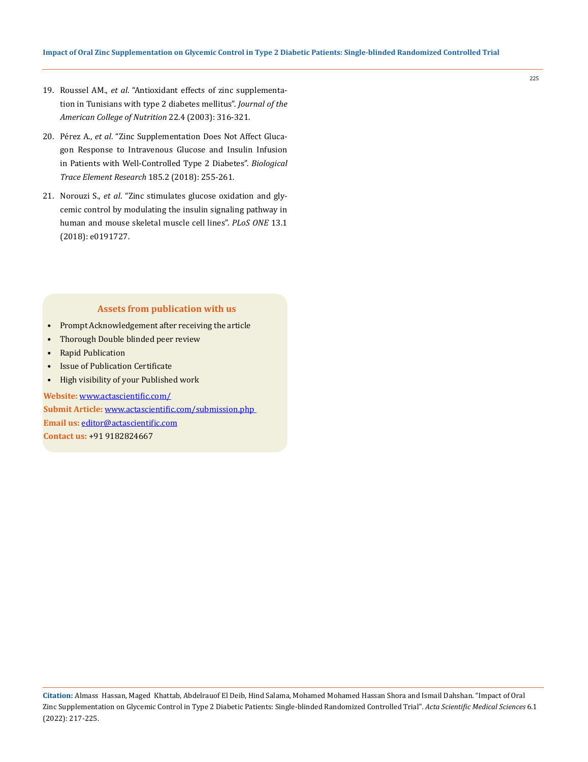19. Roussel AM., *et al*. "Antioxidant effects of zinc supplementation in Tunisians with type 2 diabetes mellitus". *Journal of the American College of Nutrition* 22.4 (2003): 316-321.

20. Pérez A., *et al*. "Zinc Supplementation Does Not Affect Glucagon Response to Intravenous Glucose and Insulin Infusion in Patients with Well-Controlled Type 2 Diabetes". *Biological Trace Element Research* 185.2 (2018): 255-261.

21. Norouzi S., *et al*. "Zinc stimulates glucose oxidation and glycemic control by modulating the insulin signaling pathway in human and mouse skeletal muscle cell lines". *PLoS ONE* 13.1 (2018): e0191727.

**Assets from publication with us**

- Prompt Acknowledgement after receiving the article
- Thorough Double blinded peer review
- Rapid Publication
- Issue of Publication Certificate
- High visibility of your Published work

**Website:** www.actascientific.com/

**Submit Article:** www.actascientific.com/submission.php

**Email us:** editor@actascientific.com

**Contact us:** +91 9182824667